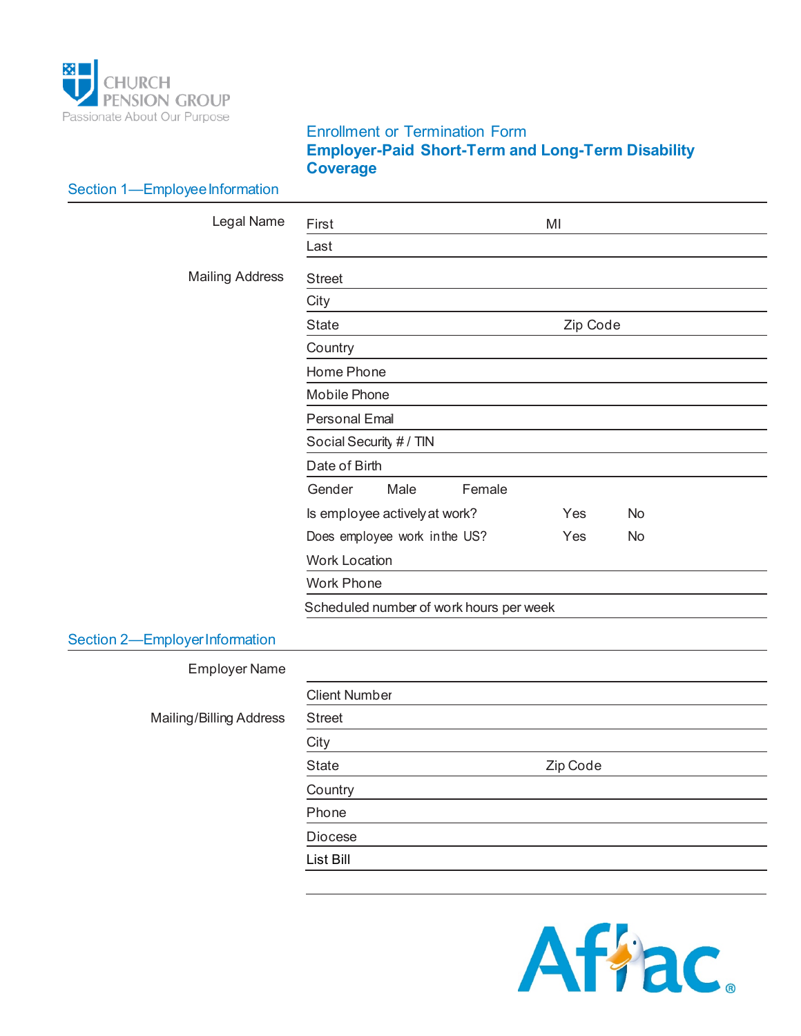CHURCH PENSION GROUP
Passionate About Our Purpose

# Enrollment or Termination Form

## Employer-Paid Short-Term and Long-Term Disability Coverage

### Section 1—Employee Information

| | | |
|---|---|---|
| Legal Name | First | MI |
| | Last | |
| Mailing Address | Street | |
| | City | |
| | State | Zip Code |
| | Country | |
| | Home Phone | |
| | Mobile Phone | |
| | Personal Email | |
| | Social Security # / TIN | |
| | Date of Birth | |
| | Gender Male Female | |
| | Is employee actively at work? | Yes No |
| | Does employee work in the US? | Yes No |
| | Work Location | |
| | Work Phone | |
| | Scheduled number of work hours per week | |

### Section 2—Employer Information

| | | |
|---|---|---|
| Employer Name | | |
| | Client Number | |
| Mailing/Billing Address | Street | |
| | City | |
| | State | Zip Code |
| | Country | |
| | Phone | |
| | Diocese | |
| | List Bill | |

Aflac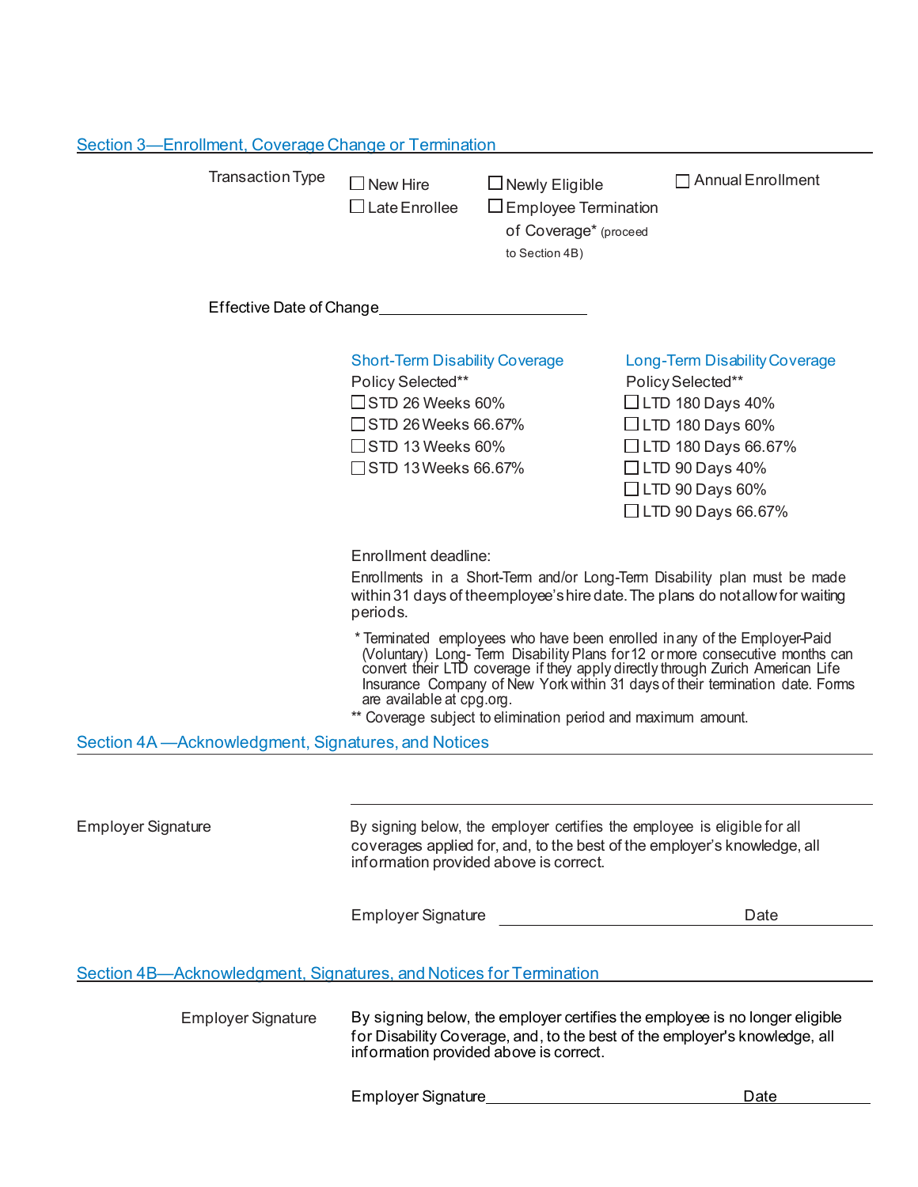## Section 3—Enrollment, Coverage Change or Termination

Transaction Type

- ☐ New Hire
- ☐ Late Enrollee
- ☐ Newly Eligible
- ☐ Employee Termination of Coverage* (proceed to Section 4B)
- ☐ Annual Enrollment

Effective Date of Change ____________________

**Short-Term Disability Coverage**

Policy Selected**

- ☐ STD 26 Weeks 60%
- ☐ STD 26 Weeks 66.67%
- ☐ STD 13 Weeks 60%
- ☐ STD 13 Weeks 66.67%

**Long-Term Disability Coverage**

Policy Selected**

- ☐ LTD 180 Days 40%
- ☐ LTD 180 Days 60%
- ☐ LTD 180 Days 66.67%
- ☐ LTD 90 Days 40%
- ☐ LTD 90 Days 60%
- ☐ LTD 90 Days 66.67%

Enrollment deadline:

Enrollments in a Short-Term and/or Long-Term Disability plan must be made within 31 days of the employee's hire date. The plans do not allow for waiting periods.

\* Terminated employees who have been enrolled in any of the Employer-Paid (Voluntary) Long- Term Disability Plans for 12 or more consecutive months can convert their LTD coverage if they apply directly through Zurich American Life Insurance Company of New York within 31 days of their termination date. Forms are available at cpg.org.

\*\* Coverage subject to elimination period and maximum amount.

## Section 4A —Acknowledgment, Signatures, and Notices

Employer Signature

By signing below, the employer certifies the employee is eligible for all coverages applied for, and, to the best of the employer's knowledge, all information provided above is correct.

Employer Signature ____________________ Date __________

## Section 4B—Acknowledgment, Signatures, and Notices for Termination

Employer Signature

By signing below, the employer certifies the employee is no longer eligible for Disability Coverage, and, to the best of the employer's knowledge, all information provided above is correct.

Employer Signature ____________________ Date __________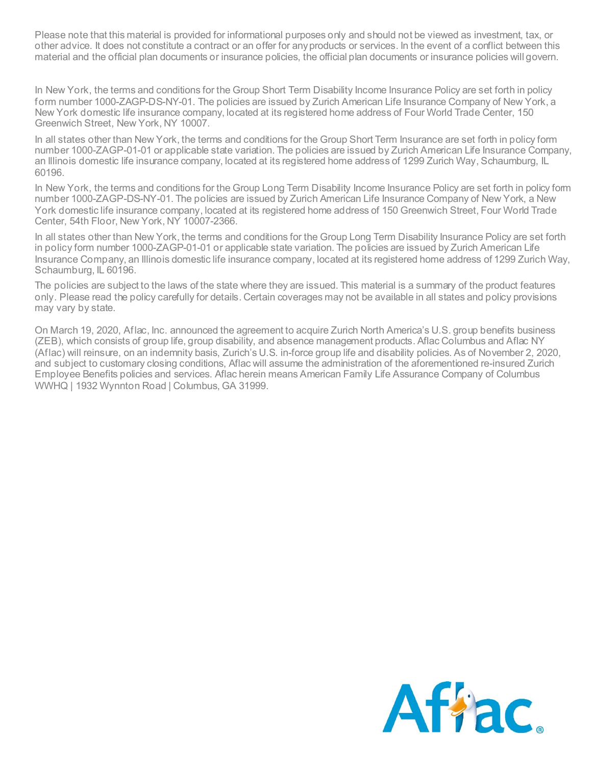Please note that this material is provided for informational purposes only and should not be viewed as investment, tax, or other advice. It does not constitute a contract or an offer for any products or services. In the event of a conflict between this material and the official plan documents or insurance policies, the official plan documents or insurance policies will govern.

In New York, the terms and conditions for the Group Short Term Disability Income Insurance Policy are set forth in policy form number 1000-ZAGP-DS-NY-01. The policies are issued by Zurich American Life Insurance Company of New York, a New York domestic life insurance company, located at its registered home address of Four World Trade Center, 150 Greenwich Street, New York, NY 10007.

In all states other than New York, the terms and conditions for the Group Short Term Insurance are set forth in policy form number 1000-ZAGP-01-01 or applicable state variation. The policies are issued by Zurich American Life Insurance Company, an Illinois domestic life insurance company, located at its registered home address of 1299 Zurich Way, Schaumburg, IL 60196.

In New York, the terms and conditions for the Group Long Term Disability Income Insurance Policy are set forth in policy form number 1000-ZAGP-DS-NY-01. The policies are issued by Zurich American Life Insurance Company of New York, a New York domestic life insurance company, located at its registered home address of 150 Greenwich Street, Four World Trade Center, 54th Floor, New York, NY 10007-2366.

In all states other than New York, the terms and conditions for the Group Long Term Disability Insurance Policy are set forth in policy form number 1000-ZAGP-01-01 or applicable state variation. The policies are issued by Zurich American Life Insurance Company, an Illinois domestic life insurance company, located at its registered home address of 1299 Zurich Way, Schaumburg, IL 60196.

The policies are subject to the laws of the state where they are issued. This material is a summary of the product features only. Please read the policy carefully for details. Certain coverages may not be available in all states and policy provisions may vary by state.

On March 19, 2020, Aflac, Inc. announced the agreement to acquire Zurich North America's U.S. group benefits business (ZEB), which consists of group life, group disability, and absence management products. Aflac Columbus and Aflac NY (Aflac) will reinsure, on an indemnity basis, Zurich's U.S. in-force group life and disability policies. As of November 2, 2020, and subject to customary closing conditions, Aflac will assume the administration of the aforementioned re-insured Zurich Employee Benefits policies and services. Aflac herein means American Family Life Assurance Company of Columbus WWHQ | 1932 Wynnton Road | Columbus, GA 31999.

Aflac®